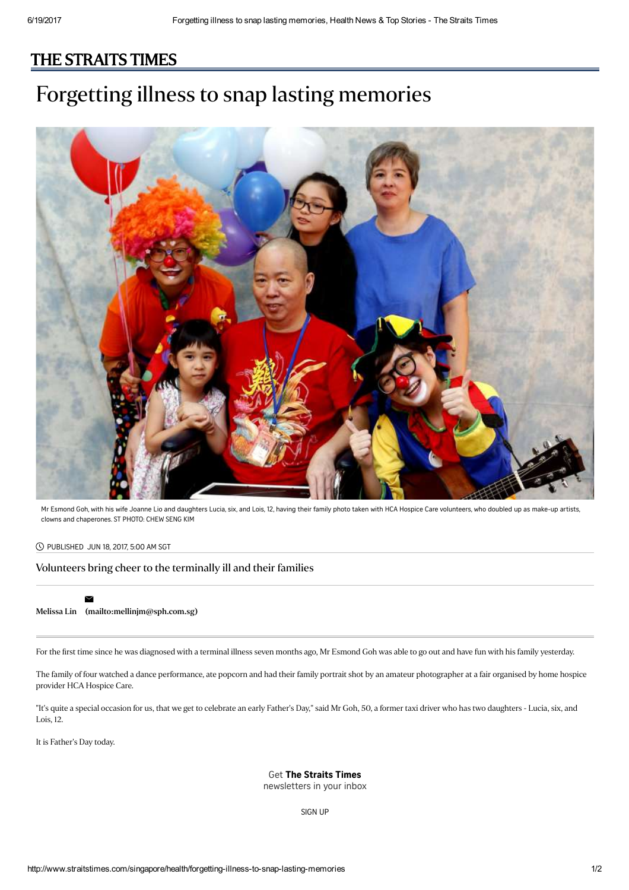# THE STRAITS TIMES

# Forgetting illness to snap lasting memories

Mr Esmond Goh, with his wife Joanne Lio and daughters Lucia, six, and Lois, 12, having their family photo taken with HCA Hospice Care volunteers, who doubled up as make-up artists, clowns and chaperones. ST PHOTO: CHEW SENG KIM

PUBLISHED JUN 18, 2017, 5:00 AM SGT

## Volunteers bring cheer to the terminally ill and their families

**Melissa Lin (mailto:mellinjm@sph.com.sg)**

For the first time since he was diagnosed with a terminal illness seven months ago, Mr Esmond Goh was able to go out and have fun with his family yesterday.

The family of four watched a dance performance, ate popcorn and had their family portrait shot by an amateur photographer at a fair organised by home hospice provider HCA Hospice Care.

"It's quite a special occasion for us, that we get to celebrate an early Father's Day," said Mr Goh, 50, a former taxi driver who has two daughters - Lucia, six, and Lois, 12.

It is Father's Day today.

Get **The Straits Times** newsletters in your inbox

SIGN UP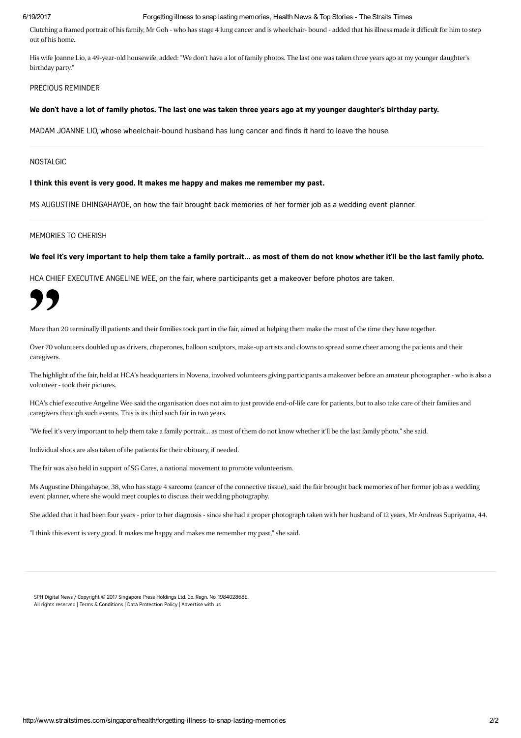Clutching a framed portrait of his family, Mr Goh - who has stage 4 lung cancer and is wheelchair- bound - added that his illness made it difficult for him to step out of his home.

His wife Joanne Lio, a 49-year-old housewife, added: "We don't have a lot of family photos. The last one was taken three years ago at my younger daughter's birthday party."

PRECIOUS REMINDER

**We don't have a lot of family photos. The last one was taken three years ago at my younger daughter's birthday party.**

MADAM JOANNE LIO, whose wheelchair-bound husband has lung cancer and finds it hard to leave the house.

NOSTALGIC

**I think this event is very good. It makes me happy and makes me remember my past.**

MS AUGUSTINE DHINGAHAYOE, on how the fair brought back memories of her former job as a wedding event planner.

MEMORIES TO CHERISH

**We feel it's very important to help them take a family portrait... as most of them do not know whether it'll be the last family photo.**

HCA CHIEF EXECUTIVE ANGELINE WEE, on the fair, where participants get a makeover before photos are taken.

More than 20 terminally ill patients and their families took part in the fair, aimed at helping them make the most of the time they have together.

Over 70 volunteers doubled up as drivers, chaperones, balloon sculptors, make-up artists and clowns to spread some cheer among the patients and their caregivers.

The highlight of the fair, held at HCA's headquarters in Novena, involved volunteers giving participants a makeover before an amateur photographer - who is also a volunteer - took their pictures.

HCA's chief executive Angeline Wee said the organisation does not aim to just provide end-of-life care for patients, but to also take care of their families and caregivers through such events. This is its third such fair in two years.

"We feel it's very important to help them take a family portrait... as most of them do not know whether it'll be the last family photo," she said.

Individual shots are also taken of the patients for their obituary, if needed.

The fair was also held in support of SG Cares, a national movement to promote volunteerism.

Ms Augustine Dhingahayoe, 38, who has stage 4 sarcoma (cancer of the connective tissue), said the fair brought back memories of her former job as a wedding event planner, where she would meet couples to discuss their wedding photography.

She added that it had been four years - prior to her diagnosis - since she had a proper photograph taken with her husband of 12 years, Mr Andreas Supriyatna, 44.

"I think this event is very good. It makes me happy and makes me remember my past," she said.

SPH Digital News / Copyright © 2017 Singapore Press Holdings Ltd. Co. Regn. No. 198402868E.
All rights reserved | Terms & Conditions | Data Protection Policy | Advertise with us